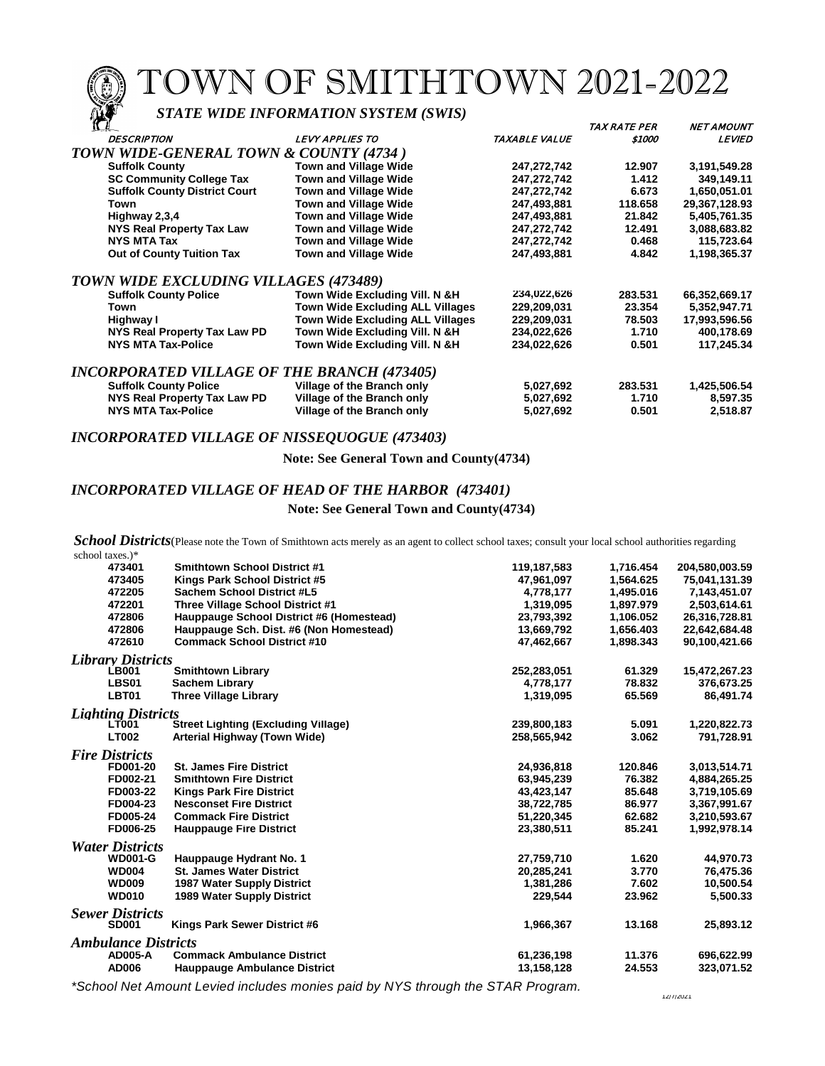# TOWN OF SMITHTOWN 2021-2022

### *STATE WIDE INFORMATION SYSTEM (SWIS)*

| DESCRIPTION | LEVY APPLIES TO | TAXABLE VALUE | TAX RATE PER $1000 | NET AMOUNT LEVIED |
|---|---|---|---|---|
| ***TOWN WIDE-GENERAL TOWN & COUNTY (4734 )*** | | | | |
| **Suffolk County** | **Town and Village Wide** | **247,272,742** | **12.907** | **3,191,549.28** |
| **SC Community College Tax** | **Town and Village Wide** | **247,272,742** | **1.412** | **349,149.11** |
| **Suffolk County District Court** | **Town and Village Wide** | **247,272,742** | **6.673** | **1,650,051.01** |
| **Town** | **Town and Village Wide** | **247,493,881** | **118.658** | **29,367,128.93** |
| **Highway 2,3,4** | **Town and Village Wide** | **247,493,881** | **21.842** | **5,405,761.35** |
| **NYS Real Property Tax Law** | **Town and Village Wide** | **247,272,742** | **12.491** | **3,088,683.82** |
| **NYS MTA Tax** | **Town and Village Wide** | **247,272,742** | **0.468** | **115,723.64** |
| **Out of County Tuition Tax** | **Town and Village Wide** | **247,493,881** | **4.842** | **1,198,365.37** |
| ***TOWN WIDE EXCLUDING VILLAGES (473489)*** | | | | |
| **Suffolk County Police** | **Town Wide Excluding Vill. N &H** | **234,022,626** | **283.531** | **66,352,669.17** |
| **Town** | **Town Wide Excluding ALL Villages** | **229,209,031** | **23.354** | **5,352,947.71** |
| **Highway I** | **Town Wide Excluding ALL Villages** | **229,209,031** | **78.503** | **17,993,596.56** |
| **NYS Real Property Tax Law PD** | **Town Wide Excluding Vill. N &H** | **234,022,626** | **1.710** | **400,178.69** |
| **NYS MTA Tax-Police** | **Town Wide Excluding Vill. N &H** | **234,022,626** | **0.501** | **117,245.34** |
| ***INCORPORATED VILLAGE OF THE BRANCH (473405)*** | | | | |
| **Suffolk County Police** | **Village of the Branch only** | **5,027,692** | **283.531** | **1,425,506.54** |
| **NYS Real Property Tax Law PD** | **Village of the Branch only** | **5,027,692** | **1.710** | **8,597.35** |
| **NYS MTA Tax-Police** | **Village of the Branch only** | **5,027,692** | **0.501** | **2,518.87** |

### *INCORPORATED VILLAGE OF NISSEQUOGUE (473403)*

**Note: See General Town and County(4734)**

### *INCORPORATED VILLAGE OF HEAD OF THE HARBOR (473401)*

**Note: See General Town and County(4734)**

***School Districts***(Please note the Town of Smithtown acts merely as an agent to collect school taxes; consult your local school authorities regarding school taxes.)*

| Code | Description | Taxable Value | Tax Rate per $1000 | Net Amount Levied |
|---|---|---|---|---|
| **473401** | **Smithtown School District #1** | **119,187,583** | **1,716.454** | **204,580,003.59** |
| **473405** | **Kings Park School District #5** | **47,961,097** | **1,564.625** | **75,041,131.39** |
| **472205** | **Sachem School District #L5** | **4,778,177** | **1,495.016** | **7,143,451.07** |
| **472201** | **Three Village School District #1** | **1,319,095** | **1,897.979** | **2,503,614.61** |
| **472806** | **Hauppauge School District #6 (Homestead)** | **23,793,392** | **1,106.052** | **26,316,728.81** |
| **472806** | **Hauppauge Sch. Dist. #6 (Non Homestead)** | **13,669,792** | **1,656.403** | **22,642,684.48** |
| **472610** | **Commack School District #10** | **47,462,667** | **1,898.343** | **90,100,421.66** |
| ***Library Districts*** | | | | |
| **LB001** | **Smithtown Library** | **252,283,051** | **61.329** | **15,472,267.23** |
| **LBS01** | **Sachem Library** | **4,778,177** | **78.832** | **376,673.25** |
| **LBT01** | **Three Village Library** | **1,319,095** | **65.569** | **86,491.74** |
| ***Lighting Districts*** | | | | |
| **LT001** | **Street Lighting (Excluding Village)** | **239,800,183** | **5.091** | **1,220,822.73** |
| **LT002** | **Arterial Highway (Town Wide)** | **258,565,942** | **3.062** | **791,728.91** |
| ***Fire Districts*** | | | | |
| **FD001-20** | **St. James Fire District** | **24,936,818** | **120.846** | **3,013,514.71** |
| **FD002-21** | **Smithtown Fire District** | **63,945,239** | **76.382** | **4,884,265.25** |
| **FD003-22** | **Kings Park Fire District** | **43,423,147** | **85.648** | **3,719,105.69** |
| **FD004-23** | **Nesconset Fire District** | **38,722,785** | **86.977** | **3,367,991.67** |
| **FD005-24** | **Commack Fire District** | **51,220,345** | **62.682** | **3,210,593.67** |
| **FD006-25** | **Hauppauge Fire District** | **23,380,511** | **85.241** | **1,992,978.14** |
| ***Water Districts*** | | | | |
| **WD001-G** | **Hauppauge Hydrant No. 1** | **27,759,710** | **1.620** | **44,970.73** |
| **WD004** | **St. James Water District** | **20,285,241** | **3.770** | **76,475.36** |
| **WD009** | **1987 Water Supply District** | **1,381,286** | **7.602** | **10,500.54** |
| **WD010** | **1989 Water Supply District** | **229,544** | **23.962** | **5,500.33** |
| ***Sewer Districts*** | | | | |
| **SD001** | **Kings Park Sewer District #6** | **1,966,367** | **13.168** | **25,893.12** |
| ***Ambulance Districts*** | | | | |
| **AD005-A** | **Commack Ambulance District** | **61,236,198** | **11.376** | **696,622.99** |
| **AD006** | **Hauppauge Ambulance District** | **13,158,128** | **24.553** | **323,071.52** |

*\*School Net Amount Levied includes monies paid by NYS through the STAR Program.*

12/7/2021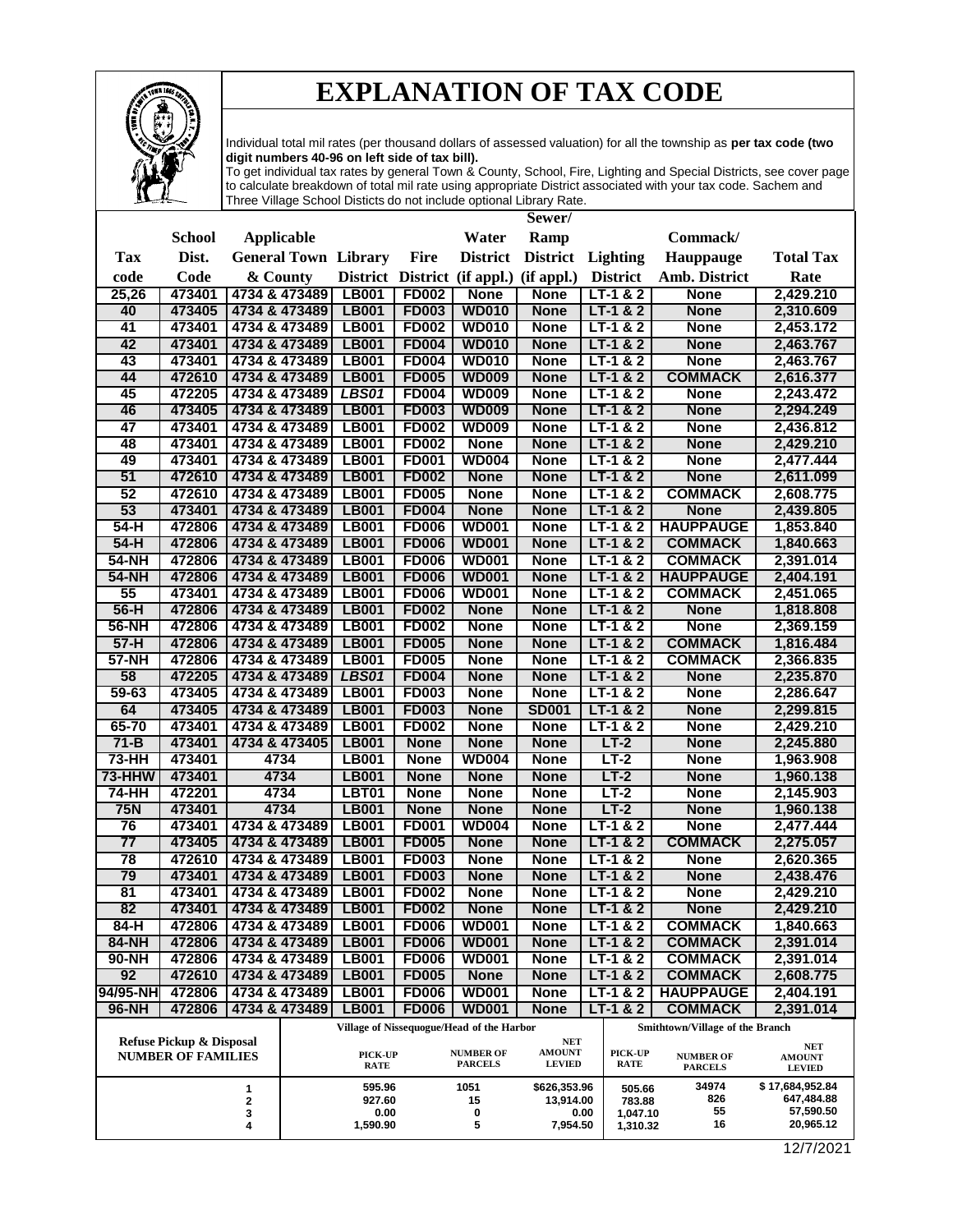# EXPLANATION OF TAX CODE

Individual total mil rates (per thousand dollars of assessed valuation) for all the township as **per tax code (two digit numbers 40-96 on left side of tax bill).**
To get individual tax rates by general Town & County, School, Fire, Lighting and Special Districts, see cover page to calculate breakdown of total mil rate using appropriate District associated with your tax code. Sachem and Three Village School Distics do not include optional Library Rate.

| Tax code | School Dist. Code | Applicable General Town & County | Library District | Fire District | Water District (if appl.) | Sewer/ Ramp District (if appl.) | Lighting District | Commack/ Hauppauge Amb. District | Total Tax Rate |
|---|---|---|---|---|---|---|---|---|---|
| 25,26 | 473401 | 4734 & 473489 | LB001 | FD002 | None | None | LT-1 & 2 | None | 2,429.210 |
| 40 | 473405 | 4734 & 473489 | LB001 | FD003 | WD010 | None | LT-1 & 2 | None | 2,310.609 |
| 41 | 473401 | 4734 & 473489 | LB001 | FD002 | WD010 | None | LT-1 & 2 | None | 2,453.172 |
| 42 | 473401 | 4734 & 473489 | LB001 | FD004 | WD010 | None | LT-1 & 2 | None | 2,463.767 |
| 43 | 473401 | 4734 & 473489 | LB001 | FD004 | WD010 | None | LT-1 & 2 | None | 2,463.767 |
| 44 | 472610 | 4734 & 473489 | LB001 | FD005 | WD009 | None | LT-1 & 2 | COMMACK | 2,616.377 |
| 45 | 472205 | 4734 & 473489 | *LBS01* | FD004 | WD009 | None | LT-1 & 2 | None | 2,243.472 |
| 46 | 473405 | 4734 & 473489 | LB001 | FD003 | WD009 | None | LT-1 & 2 | None | 2,294.249 |
| 47 | 473401 | 4734 & 473489 | LB001 | FD002 | WD009 | None | LT-1 & 2 | None | 2,436.812 |
| 48 | 473401 | 4734 & 473489 | LB001 | FD002 | None | None | LT-1 & 2 | None | 2,429.210 |
| 49 | 473401 | 4734 & 473489 | LB001 | FD001 | WD004 | None | LT-1 & 2 | None | 2,477.444 |
| 51 | 472610 | 4734 & 473489 | LB001 | FD002 | None | None | LT-1 & 2 | None | 2,611.099 |
| 52 | 472610 | 4734 & 473489 | LB001 | FD005 | None | None | LT-1 & 2 | COMMACK | 2,608.775 |
| 53 | 473401 | 4734 & 473489 | LB001 | FD004 | None | None | LT-1 & 2 | None | 2,439.805 |
| 54-H | 472806 | 4734 & 473489 | LB001 | FD006 | WD001 | None | LT-1 & 2 | HAUPPAUGE | 1,853.840 |
| 54-H | 472806 | 4734 & 473489 | LB001 | FD006 | WD001 | None | LT-1 & 2 | COMMACK | 1,840.663 |
| 54-NH | 472806 | 4734 & 473489 | LB001 | FD006 | WD001 | None | LT-1 & 2 | COMMACK | 2,391.014 |
| 54-NH | 472806 | 4734 & 473489 | LB001 | FD006 | WD001 | None | LT-1 & 2 | HAUPPAUGE | 2,404.191 |
| 55 | 473401 | 4734 & 473489 | LB001 | FD006 | WD001 | None | LT-1 & 2 | COMMACK | 2,451.065 |
| 56-H | 472806 | 4734 & 473489 | LB001 | FD002 | None | None | LT-1 & 2 | None | 1,818.808 |
| 56-NH | 472806 | 4734 & 473489 | LB001 | FD002 | None | None | LT-1 & 2 | None | 2,369.159 |
| 57-H | 472806 | 4734 & 473489 | LB001 | FD005 | None | None | LT-1 & 2 | COMMACK | 1,816.484 |
| 57-NH | 472806 | 4734 & 473489 | LB001 | FD005 | None | None | LT-1 & 2 | COMMACK | 2,366.835 |
| 58 | 472205 | 4734 & 473489 | *LBS01* | FD004 | None | None | LT-1 & 2 | None | 2,235.870 |
| 59-63 | 473405 | 4734 & 473489 | LB001 | FD003 | None | None | LT-1 & 2 | None | 2,286.647 |
| 64 | 473405 | 4734 & 473489 | LB001 | FD003 | None | SD001 | LT-1 & 2 | None | 2,299.815 |
| 65-70 | 473401 | 4734 & 473489 | LB001 | FD002 | None | None | LT-1 & 2 | None | 2,429.210 |
| 71-B | 473401 | 4734 & 473405 | LB001 | None | None | None | LT-2 | None | 2,245.880 |
| 73-HH | 473401 | 4734 | LB001 | None | WD004 | None | LT-2 | None | 1,963.908 |
| 73-HHW | 473401 | 4734 | LB001 | None | None | None | LT-2 | None | 1,960.138 |
| 74-HH | 472201 | 4734 | LBT01 | None | None | None | LT-2 | None | 2,145.903 |
| 75N | 473401 | 4734 | LB001 | None | None | None | LT-2 | None | 1,960.138 |
| 76 | 473401 | 4734 & 473489 | LB001 | FD001 | WD004 | None | LT-1 & 2 | None | 2,477.444 |
| 77 | 473405 | 4734 & 473489 | LB001 | FD005 | None | None | LT-1 & 2 | COMMACK | 2,275.057 |
| 78 | 472610 | 4734 & 473489 | LB001 | FD003 | None | None | LT-1 & 2 | None | 2,620.365 |
| 79 | 473401 | 4734 & 473489 | LB001 | FD003 | None | None | LT-1 & 2 | None | 2,438.476 |
| 81 | 473401 | 4734 & 473489 | LB001 | FD002 | None | None | LT-1 & 2 | None | 2,429.210 |
| 82 | 473401 | 4734 & 473489 | LB001 | FD002 | None | None | LT-1 & 2 | None | 2,429.210 |
| 84-H | 472806 | 4734 & 473489 | LB001 | FD006 | WD001 | None | LT-1 & 2 | COMMACK | 1,840.663 |
| 84-NH | 472806 | 4734 & 473489 | LB001 | FD006 | WD001 | None | LT-1 & 2 | COMMACK | 2,391.014 |
| 90-NH | 472806 | 4734 & 473489 | LB001 | FD006 | WD001 | None | LT-1 & 2 | COMMACK | 2,391.014 |
| 92 | 472610 | 4734 & 473489 | LB001 | FD005 | None | None | LT-1 & 2 | COMMACK | 2,608.775 |
| 94/95-NH | 472806 | 4734 & 473489 | LB001 | FD006 | WD001 | None | LT-1 & 2 | HAUPPAUGE | 2,404.191 |
| 96-NH | 472806 | 4734 & 473489 | LB001 | FD006 | WD001 | None | LT-1 & 2 | COMMACK | 2,391.014 |

| Refuse Pickup & Disposal NUMBER OF FAMILIES | Village of Nissequogue/Head of the Harbor | | | Smithtown/Village of the Branch | | |
|---|---|---|---|---|---|---|
| | PICK-UP RATE | NUMBER OF PARCELS | NET AMOUNT LEVIED | PICK-UP RATE | NUMBER OF PARCELS | NET AMOUNT LEVIED |
| 1 | 595.96 | 1051 | $626,353.96 | 505.66 | 34974 | $ 17,684,952.84 |
| 2 | 927.60 | 15 | 13,914.00 | 783.88 | 826 | 647,484.88 |
| 3 | 0.00 | 0 | 0.00 | 1,047.10 | 55 | 57,590.50 |
| 4 | 1,590.90 | 5 | 7,954.50 | 1,310.32 | 16 | 20,965.12 |

12/7/2021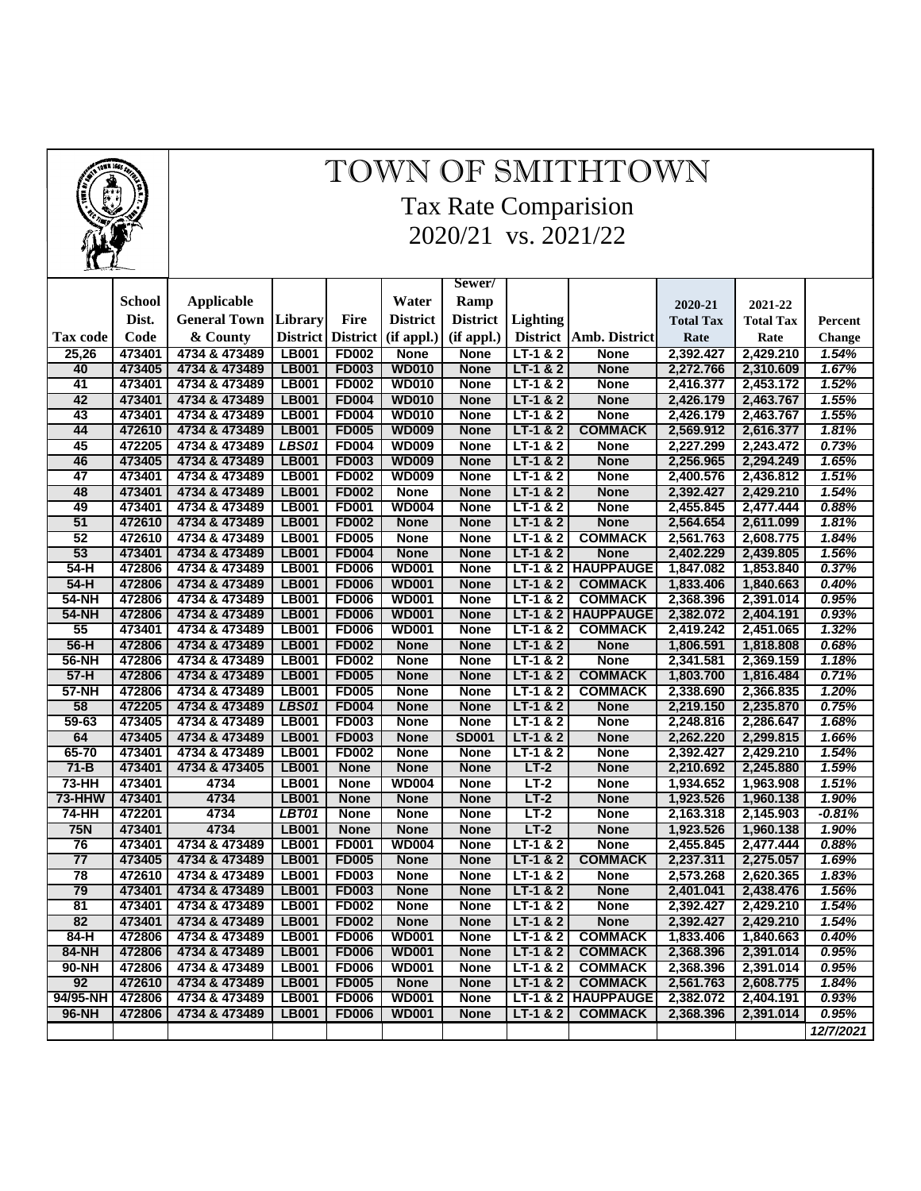# TOWN OF SMITHTOWN

## Tax Rate Comparision

## 2020/21 vs. 2021/22

| Tax code | School Dist. Code | Applicable General Town & County | Library District | Fire District | Water District (if appl.) | Sewer/ Ramp District (if appl.) | Lighting District | Amb. District | 2020-21 Total Tax Rate | 2021-22 Total Tax Rate | Percent Change |
|---|---|---|---|---|---|---|---|---|---|---|---|
| 25,26 | 473401 | 4734 & 473489 | LB001 | FD002 | None | None | LT-1 & 2 | None | 2,392.427 | 2,429.210 | *1.54%* |
| 40 | 473405 | 4734 & 473489 | LB001 | FD003 | WD010 | None | LT-1 & 2 | None | 2,272.766 | 2,310.609 | *1.67%* |
| 41 | 473401 | 4734 & 473489 | LB001 | FD002 | WD010 | None | LT-1 & 2 | None | 2,416.377 | 2,453.172 | *1.52%* |
| 42 | 473401 | 4734 & 473489 | LB001 | FD004 | WD010 | None | LT-1 & 2 | None | 2,426.179 | 2,463.767 | *1.55%* |
| 43 | 473401 | 4734 & 473489 | LB001 | FD004 | WD010 | None | LT-1 & 2 | None | 2,426.179 | 2,463.767 | *1.55%* |
| 44 | 472610 | 4734 & 473489 | LB001 | FD005 | WD009 | None | LT-1 & 2 | COMMACK | 2,569.912 | 2,616.377 | *1.81%* |
| 45 | 472205 | 4734 & 473489 | *LBS01* | FD004 | WD009 | None | LT-1 & 2 | None | 2,227.299 | 2,243.472 | *0.73%* |
| 46 | 473405 | 4734 & 473489 | LB001 | FD003 | WD009 | None | LT-1 & 2 | None | 2,256.965 | 2,294.249 | *1.65%* |
| 47 | 473401 | 4734 & 473489 | LB001 | FD002 | WD009 | None | LT-1 & 2 | None | 2,400.576 | 2,436.812 | *1.51%* |
| 48 | 473401 | 4734 & 473489 | LB001 | FD002 | None | None | LT-1 & 2 | None | 2,392.427 | 2,429.210 | *1.54%* |
| 49 | 473401 | 4734 & 473489 | LB001 | FD001 | WD004 | None | LT-1 & 2 | None | 2,455.845 | 2,477.444 | *0.88%* |
| 51 | 472610 | 4734 & 473489 | LB001 | FD002 | None | None | LT-1 & 2 | None | 2,564.654 | 2,611.099 | *1.81%* |
| 52 | 472610 | 4734 & 473489 | LB001 | FD005 | None | None | LT-1 & 2 | COMMACK | 2,561.763 | 2,608.775 | *1.84%* |
| 53 | 473401 | 4734 & 473489 | LB001 | FD004 | None | None | LT-1 & 2 | None | 2,402.229 | 2,439.805 | *1.56%* |
| 54-H | 472806 | 4734 & 473489 | LB001 | FD006 | WD001 | None | LT-1 & 2 | HAUPPAUGE | 1,847.082 | 1,853.840 | *0.37%* |
| 54-H | 472806 | 4734 & 473489 | LB001 | FD006 | WD001 | None | LT-1 & 2 | COMMACK | 1,833.406 | 1,840.663 | *0.40%* |
| 54-NH | 472806 | 4734 & 473489 | LB001 | FD006 | WD001 | None | LT-1 & 2 | COMMACK | 2,368.396 | 2,391.014 | *0.95%* |
| 54-NH | 472806 | 4734 & 473489 | LB001 | FD006 | WD001 | None | LT-1 & 2 | HAUPPAUGE | 2,382.072 | 2,404.191 | *0.93%* |
| 55 | 473401 | 4734 & 473489 | LB001 | FD006 | WD001 | None | LT-1 & 2 | COMMACK | 2,419.242 | 2,451.065 | *1.32%* |
| 56-H | 472806 | 4734 & 473489 | LB001 | FD002 | None | None | LT-1 & 2 | None | 1,806.591 | 1,818.808 | *0.68%* |
| 56-NH | 472806 | 4734 & 473489 | LB001 | FD002 | None | None | LT-1 & 2 | None | 2,341.581 | 2,369.159 | *1.18%* |
| 57-H | 472806 | 4734 & 473489 | LB001 | FD005 | None | None | LT-1 & 2 | COMMACK | 1,803.700 | 1,816.484 | *0.71%* |
| 57-NH | 472806 | 4734 & 473489 | LB001 | FD005 | None | None | LT-1 & 2 | COMMACK | 2,338.690 | 2,366.835 | *1.20%* |
| 58 | 472205 | 4734 & 473489 | *LBS01* | FD004 | None | None | LT-1 & 2 | None | 2,219.150 | 2,235.870 | *0.75%* |
| 59-63 | 473405 | 4734 & 473489 | LB001 | FD003 | None | None | LT-1 & 2 | None | 2,248.816 | 2,286.647 | *1.68%* |
| 64 | 473405 | 4734 & 473489 | LB001 | FD003 | None | SD001 | LT-1 & 2 | None | 2,262.220 | 2,299.815 | *1.66%* |
| 65-70 | 473401 | 4734 & 473489 | LB001 | FD002 | None | None | LT-1 & 2 | None | 2,392.427 | 2,429.210 | *1.54%* |
| 71-B | 473401 | 4734 & 473405 | LB001 | None | None | None | LT-2 | None | 2,210.692 | 2,245.880 | *1.59%* |
| 73-HH | 473401 | 4734 | LB001 | None | WD004 | None | LT-2 | None | 1,934.652 | 1,963.908 | *1.51%* |
| 73-HHW | 473401 | 4734 | LB001 | None | None | None | LT-2 | None | 1,923.526 | 1,960.138 | *1.90%* |
| 74-HH | 472201 | 4734 | *LBT01* | None | None | None | LT-2 | None | 2,163.318 | 2,145.903 | *-0.81%* |
| 75N | 473401 | 4734 | LB001 | None | None | None | LT-2 | None | 1,923.526 | 1,960.138 | *1.90%* |
| 76 | 473401 | 4734 & 473489 | LB001 | FD001 | WD004 | None | LT-1 & 2 | None | 2,455.845 | 2,477.444 | *0.88%* |
| 77 | 473405 | 4734 & 473489 | LB001 | FD005 | None | None | LT-1 & 2 | COMMACK | 2,237.311 | 2,275.057 | *1.69%* |
| 78 | 472610 | 4734 & 473489 | LB001 | FD003 | None | None | LT-1 & 2 | None | 2,573.268 | 2,620.365 | *1.83%* |
| 79 | 473401 | 4734 & 473489 | LB001 | FD003 | None | None | LT-1 & 2 | None | 2,401.041 | 2,438.476 | *1.56%* |
| 81 | 473401 | 4734 & 473489 | LB001 | FD002 | None | None | LT-1 & 2 | None | 2,392.427 | 2,429.210 | *1.54%* |
| 82 | 473401 | 4734 & 473489 | LB001 | FD002 | None | None | LT-1 & 2 | None | 2,392.427 | 2,429.210 | *1.54%* |
| 84-H | 472806 | 4734 & 473489 | LB001 | FD006 | WD001 | None | LT-1 & 2 | COMMACK | 1,833.406 | 1,840.663 | *0.40%* |
| 84-NH | 472806 | 4734 & 473489 | LB001 | FD006 | WD001 | None | LT-1 & 2 | COMMACK | 2,368.396 | 2,391.014 | *0.95%* |
| 90-NH | 472806 | 4734 & 473489 | LB001 | FD006 | WD001 | None | LT-1 & 2 | COMMACK | 2,368.396 | 2,391.014 | *0.95%* |
| 92 | 472610 | 4734 & 473489 | LB001 | FD005 | None | None | LT-1 & 2 | COMMACK | 2,561.763 | 2,608.775 | *1.84%* |
| 94/95-NH | 472806 | 4734 & 473489 | LB001 | FD006 | WD001 | None | LT-1 & 2 | HAUPPAUGE | 2,382.072 | 2,404.191 | *0.93%* |
| 96-NH | 472806 | 4734 & 473489 | LB001 | FD006 | WD001 | None | LT-1 & 2 | COMMACK | 2,368.396 | 2,391.014 | *0.95%* |
| | | | | | | | | | | | *12/7/2021* |